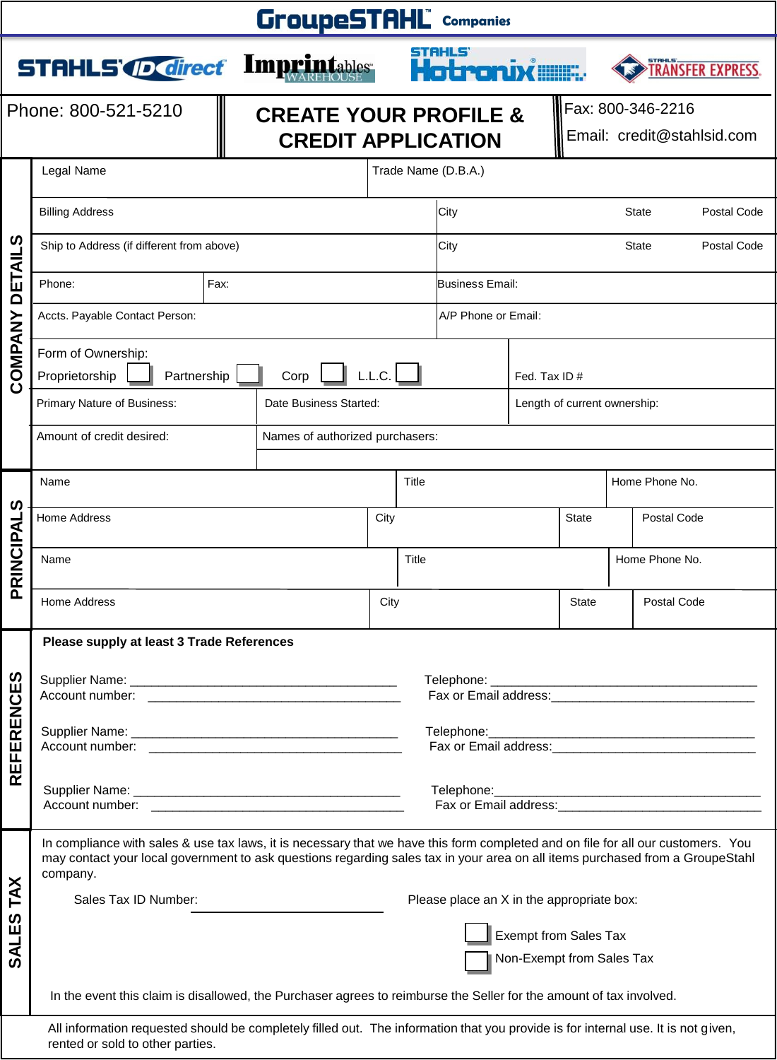# GroupeSTAHL™ Companies

STAHLS' ID direct | Imprintables WAREHOUSE | STAHLS' Hotronix® | STAHLS' TRANSFER EXPRESS

Phone: 800-521-5210

## CREATE YOUR PROFILE & CREDIT APPLICATION

Fax: 800-346-2216

Email: credit@stahlsid.com

### COMPANY DETAILS

| Legal Name | | Trade Name (D.B.A.) | | |
|---|---|---|---|---|
| Billing Address | | City | State | Postal Code |
| Ship to Address (if different from above) | | City | State | Postal Code |
| Phone: | Fax: | Business Email: | | |
| Accts. Payable Contact Person: | | A/P Phone or Email: | | |
| Form of Ownership: Proprietorship ☐ Partnership ☐ Corp ☐ L.L.C. ☐ | | Fed. Tax ID # | | |
| Primary Nature of Business: | Date Business Started: | Length of current ownership: | | |
| Amount of credit desired: | Names of authorized purchasers: | | | |

### PRINCIPALS

| Name | | Title | Home Phone No. |
|---|---|---|---|
| Home Address | City | State | Postal Code |
| Name | | Title | Home Phone No. |
| Home Address | City | State | Postal Code |

### REFERENCES

**Please supply at least 3 Trade References**

Supplier Name: ______________________________________ Telephone: ______________________________________
Account number: ______________________________________ Fax or Email address: ______________________________

Supplier Name: ______________________________________ Telephone: ______________________________________
Account number: ______________________________________ Fax or Email address: ______________________________

Supplier Name: ______________________________________ Telephone: ______________________________________
Account number: ______________________________________ Fax or Email address: ______________________________

### SALES TAX

In compliance with sales & use tax laws, it is necessary that we have this form completed and on file for all our customers. You may contact your local government to ask questions regarding sales tax in your area on all items purchased from a GroupeStahl company.

Sales Tax ID Number: ____________________

Please place an X in the appropriate box:

☐ Exempt from Sales Tax

☐ Non-Exempt from Sales Tax

In the event this claim is disallowed, the Purchaser agrees to reimburse the Seller for the amount of tax involved.

All information requested should be completely filled out. The information that you provide is for internal use. It is not given, rented or sold to other parties.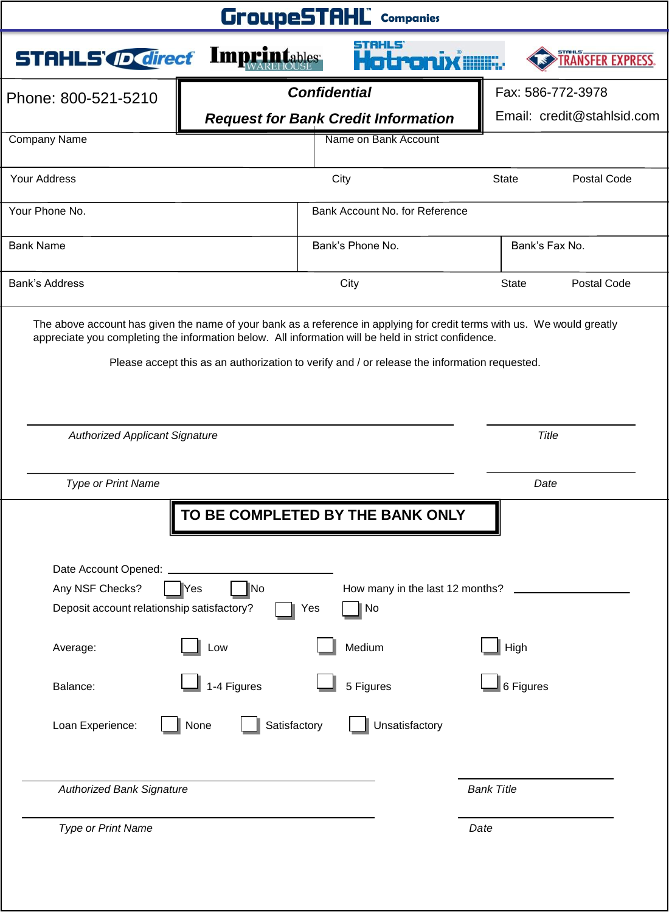# GroupeSTAHL Companies

STAHLS' ID direct | Imprintables Warehouse | STAHLS' Hotronix | STAHLS' Transfer Express

Phone: 800-521-5210

## *Confidential*

## *Request for Bank Credit Information*

Fax: 586-772-3978

Email: credit@stahlsid.com

| Company Name | Name on Bank Account | | |
|---|---|---|---|
| Your Address | City | State | Postal Code |
| Your Phone No. | Bank Account No. for Reference | | |
| Bank Name | Bank's Phone No. | Bank's Fax No. | |
| Bank's Address | City | State | Postal Code |

The above account has given the name of your bank as a reference in applying for credit terms with us. We would greatly appreciate you completing the information below. All information will be held in strict confidence.

Please accept this as an authorization to verify and / or release the information requested.

_______________________________________ &nbsp;&nbsp;&nbsp; ____________________
*Authorized Applicant Signature* &nbsp;&nbsp;&nbsp; *Title*

_______________________________________ &nbsp;&nbsp;&nbsp; ____________________
*Type or Print Name* &nbsp;&nbsp;&nbsp; *Date*

## TO BE COMPLETED BY THE BANK ONLY

Date Account Opened: ____________________

Any NSF Checks? ☐ Yes ☐ No &nbsp;&nbsp;&nbsp; How many in the last 12 months? ____________

Deposit account relationship satisfactory? ☐ Yes ☐ No

Average: ☐ Low ☐ Medium ☐ High

Balance: ☐ 1-4 Figures ☐ 5 Figures ☐ 6 Figures

Loan Experience: ☐ None ☐ Satisfactory ☐ Unsatisfactory

_______________________________________ &nbsp;&nbsp;&nbsp; ____________________
*Authorized Bank Signature* &nbsp;&nbsp;&nbsp; *Bank Title*

_______________________________________ &nbsp;&nbsp;&nbsp; ____________________
*Type or Print Name* &nbsp;&nbsp;&nbsp; *Date*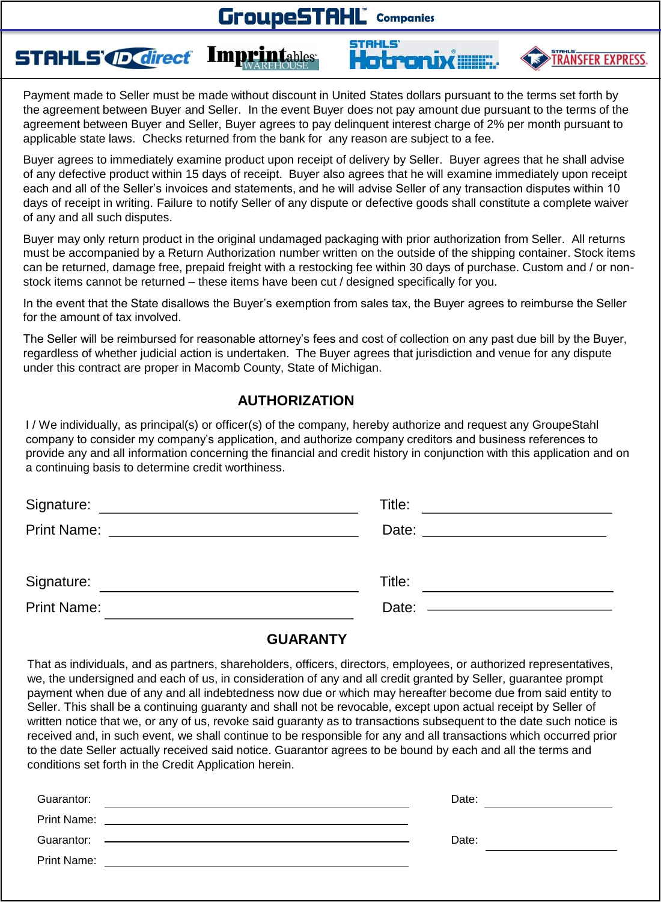Payment made to Seller must be made without discount in United States dollars pursuant to the terms set forth by the agreement between Buyer and Seller. In the event Buyer does not pay amount due pursuant to the terms of the agreement between Buyer and Seller, Buyer agrees to pay delinquent interest charge of 2% per month pursuant to applicable state laws. Checks returned from the bank for any reason are subject to a fee.

Buyer agrees to immediately examine product upon receipt of delivery by Seller. Buyer agrees that he shall advise of any defective product within 15 days of receipt. Buyer also agrees that he will examine immediately upon receipt each and all of the Seller's invoices and statements, and he will advise Seller of any transaction disputes within 10 days of receipt in writing. Failure to notify Seller of any dispute or defective goods shall constitute a complete waiver of any and all such disputes.

Buyer may only return product in the original undamaged packaging with prior authorization from Seller. All returns must be accompanied by a Return Authorization number written on the outside of the shipping container. Stock items can be returned, damage free, prepaid freight with a restocking fee within 30 days of purchase. Custom and / or non-stock items cannot be returned – these items have been cut / designed specifically for you.

In the event that the State disallows the Buyer's exemption from sales tax, the Buyer agrees to reimburse the Seller for the amount of tax involved.

The Seller will be reimbursed for reasonable attorney's fees and cost of collection on any past due bill by the Buyer, regardless of whether judicial action is undertaken. The Buyer agrees that jurisdiction and venue for any dispute under this contract are proper in Macomb County, State of Michigan.

## AUTHORIZATION

I / We individually, as principal(s) or officer(s) of the company, hereby authorize and request any GroupeStahl company to consider my company's application, and authorize company creditors and business references to provide any and all information concerning the financial and credit history in conjunction with this application and on a continuing basis to determine credit worthiness.

Signature: ______________________________ Title: ______________________

Print Name: _____________________________ Date: ______________________

Signature: ______________________________ Title: ______________________

Print Name: _____________________________ Date: ______________________

## GUARANTY

That as individuals, and as partners, shareholders, officers, directors, employees, or authorized representatives, we, the undersigned and each of us, in consideration of any and all credit granted by Seller, guarantee prompt payment when due of any and all indebtedness now due or which may hereafter become due from said entity to Seller. This shall be a continuing guaranty and shall not be revocable, except upon actual receipt by Seller of written notice that we, or any of us, revoke said guaranty as to transactions subsequent to the date such notice is received and, in such event, we shall continue to be responsible for any and all transactions which occurred prior to the date Seller actually received said notice. Guarantor agrees to be bound by each and all the terms and conditions set forth in the Credit Application herein.

Guarantor: ______________________________ Date: ______________________

Print Name: _____________________________

Guarantor: ______________________________ Date: ______________________

Print Name: _____________________________